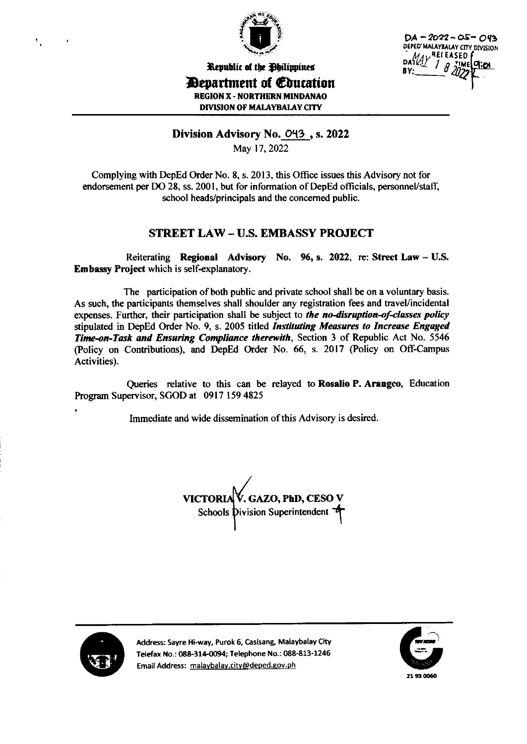DA - 2022 - 05 - 043
DEPED MALAYBALAY CITY DIVISION
RELEASED
DATE: MAY 18 2022 TIME: 9:01
BY:

Republic of the Philippines
**Department of Education**
REGION X - NORTHERN MINDANAO
DIVISION OF MALAYBALAY CITY

## Division Advisory No. 043 , s. 2022

May 17, 2022

Complying with DepEd Order No. 8, s. 2013, this Office issues this Advisory not for endorsement per DO 28, ss. 2001, but for information of DepEd officials, personnel/staff, school heads/principals and the concerned public.

## STREET LAW – U.S. EMBASSY PROJECT

Reiterating **Regional Advisory No. 96, s. 2022**, re: **Street Law – U.S. Embassy Project** which is self-explanatory.

The participation of both public and private school shall be on a voluntary basis. As such, the participants themselves shall shoulder any registration fees and travel/incidental expenses. Further, their participation shall be subject to ***the no-disruption-of-classes policy*** stipulated in DepEd Order No. 9, s. 2005 titled ***Instituting Measures to Increase Engaged Time-on-Task and Ensuring Compliance therewith***, Section 3 of Republic Act No. 5546 (Policy on Contributions), and DepEd Order No. 66, s. 2017 (Policy on Off-Campus Activities).

Queries relative to this can be relayed to **Rosalio P. Arangco**, Education Program Supervisor, SGOD at 0917 159 4825

Immediate and wide dissemination of this Advisory is desired.

**VICTORIA V. GAZO, PhD, CESO V**
Schools Division Superintendent

Address: Sayre Hi-way, Purok 6, Casisang, Malaybalay City
Telefax No.: 088-314-0094; Telephone No.: 088-813-1246
Email Address: malaybalay.city@deped.gov.ph

21 93 0060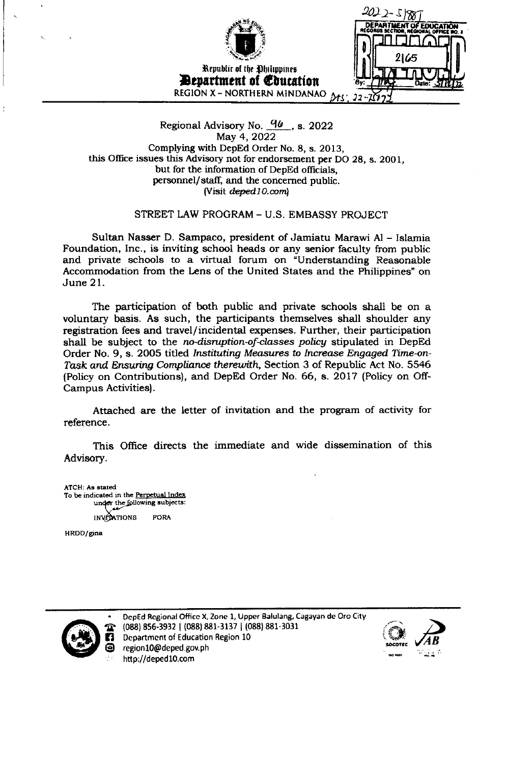Republic of the Philippines
**Department of Education**
REGION X – NORTHERN MINDANAO

Regional Advisory No. 96, s. 2022
May 4, 2022
Complying with DepEd Order No. 8, s. 2013,
this Office issues this Advisory not for endorsement per DO 28, s. 2001,
but for the information of DepEd officials,
personnel/staff, and the concerned public.
(Visit *deped10.com*)

STREET LAW PROGRAM – U.S. EMBASSY PROJECT

Sultan Nasser D. Sampaco, president of Jamiatu Marawi Al – Islamia Foundation, Inc., is inviting school heads or any senior faculty from public and private schools to a virtual forum on "Understanding Reasonable Accommodation from the Lens of the United States and the Philippines" on June 21.

The participation of both public and private schools shall be on a voluntary basis. As such, the participants themselves shall shoulder any registration fees and travel/incidental expenses. Further, their participation shall be subject to the *no-disruption-of-classes policy* stipulated in DepEd Order No. 9, s. 2005 titled *Instituting Measures to Increase Engaged Time-on-Task and Ensuring Compliance therewith*, Section 3 of Republic Act No. 5546 (Policy on Contributions), and DepEd Order No. 66, s. 2017 (Policy on Off-Campus Activities).

Attached are the letter of invitation and the program of activity for reference.

This Office directs the immediate and wide dissemination of this Advisory.

ATCH: As stated
To be indicated in the Perpetual Index
under the following subjects:
INVITATIONS FORA

HRDD/gina

DepEd Regional Office X, Zone 1, Upper Balulang, Cagayan de Oro City
(088) 856-3932 | (088) 881-3137 | (088) 881-3031
Department of Education Region 10
region10@deped.gov.ph
http://deped10.com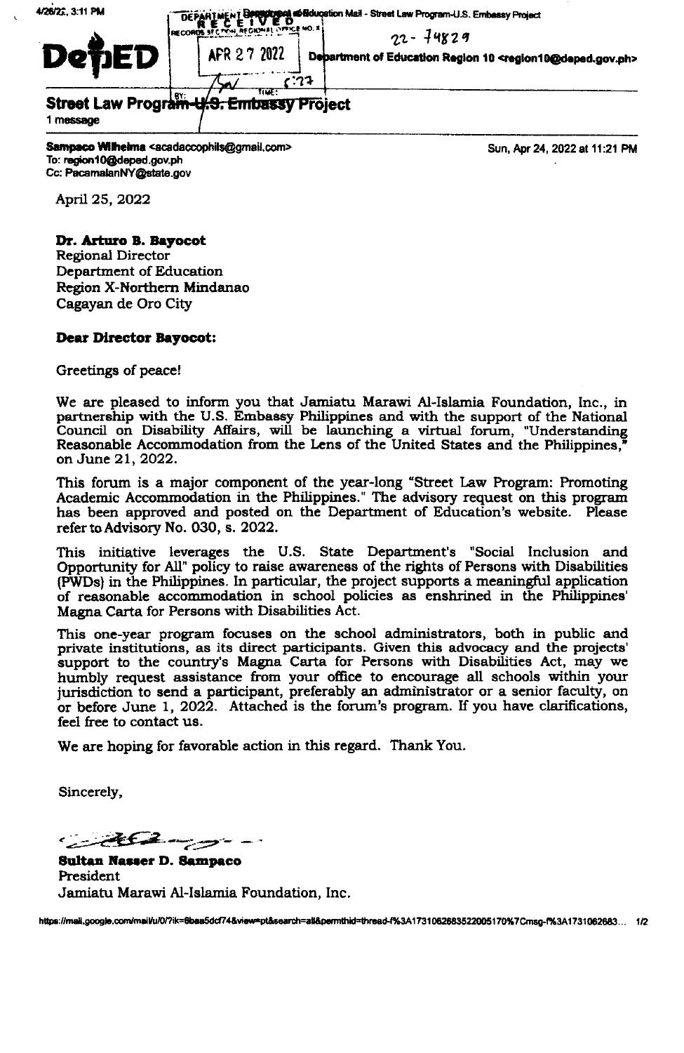DepED

DEPARTMENT OF EDUCATION
RECEIVED
RECORDS SECTION, REGIONAL OFFICE NO. X
APR 27 2022
BY: TIME:

22-74829

Department of Education Mail - Street Law Program-U.S. Embassy Project

Department of Education Region 10 <region10@deped.gov.ph>

## Street Law Program-U.S. Embassy Project

1 message

**Sampaco Wilhelma** <acadaccophils@gmail.com>
To: region10@deped.gov.ph
Cc: PacamalanNY@state.gov

Sun, Apr 24, 2022 at 11:21 PM

April 25, 2022

**Dr. Arturo B. Bayocot**
Regional Director
Department of Education
Region X-Northern Mindanao
Cagayan de Oro City

**Dear Director Bayocot:**

Greetings of peace!

We are pleased to inform you that Jamiatu Marawi Al-Islamia Foundation, Inc., in partnership with the U.S. Embassy Philippines and with the support of the National Council on Disability Affairs, will be launching a virtual forum, "Understanding Reasonable Accommodation from the Lens of the United States and the Philippines," on June 21, 2022.

This forum is a major component of the year-long "Street Law Program: Promoting Academic Accommodation in the Philippines." The advisory request on this program has been approved and posted on the Department of Education's website. Please refer to Advisory No. 030, s. 2022.

This initiative leverages the U.S. State Department's "Social Inclusion and Opportunity for All" policy to raise awareness of the rights of Persons with Disabilities (PWDs) in the Philippines. In particular, the project supports a meaningful application of reasonable accommodation in school policies as enshrined in the Philippines' Magna Carta for Persons with Disabilities Act.

This one-year program focuses on the school administrators, both in public and private institutions, as its direct participants. Given this advocacy and the projects' support to the country's Magna Carta for Persons with Disabilities Act, may we humbly request assistance from your office to encourage all schools within your jurisdiction to send a participant, preferably an administrator or a senior faculty, on or before June 1, 2022. Attached is the forum's program. If you have clarifications, feel free to contact us.

We are hoping for favorable action in this regard. Thank You.

Sincerely,

**Sultan Nasser D. Sampaco**
President
Jamiatu Marawi Al-Islamia Foundation, Inc.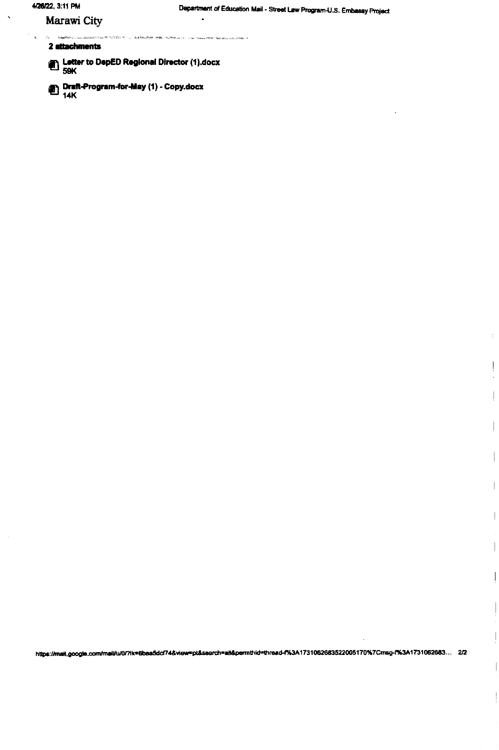Marawi City

**2 attachments**

**Letter to DepED Regional Director (1).docx**
59K

**Draft-Program-for-May (1) - Copy.docx**
14K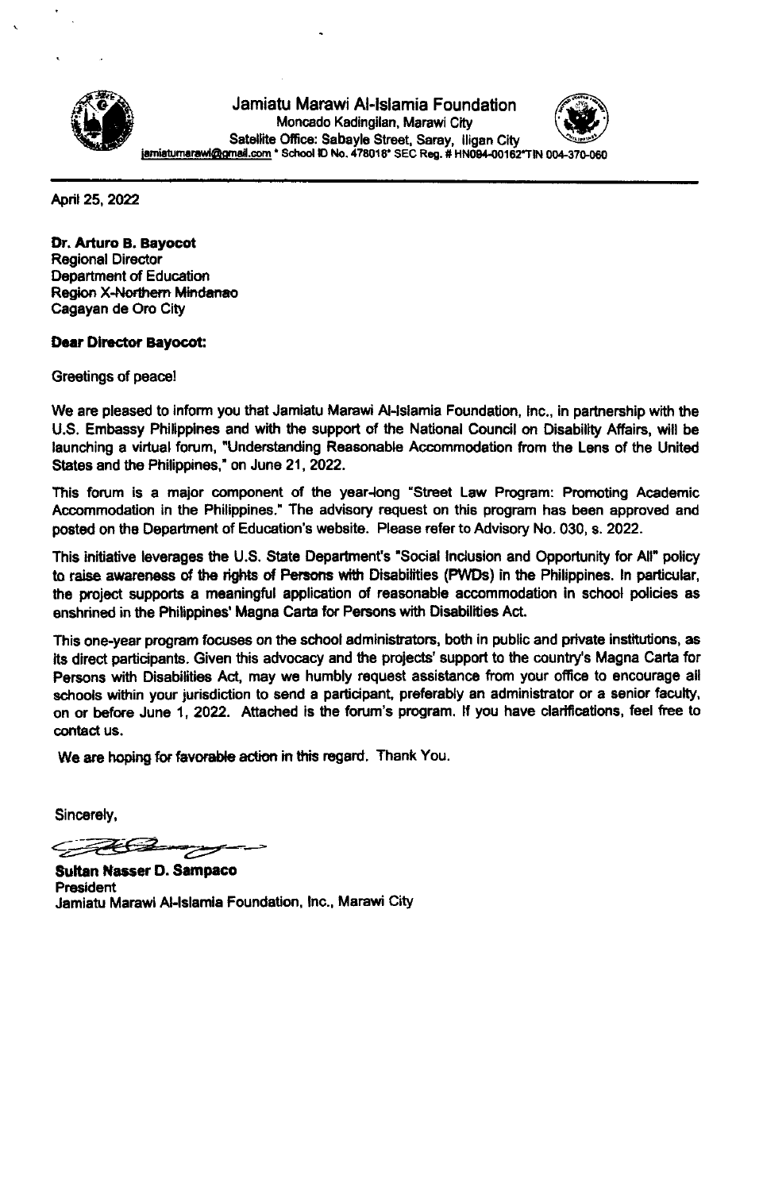Jamiatu Marawi Al-Islamia Foundation
Moncado Kadingilan, Marawi City
Satellite Office: Sabayle Street, Saray, Iligan City
jamiatumarawi@gmail.com * School ID No. 478018* SEC Reg. # HN094-00162*TIN 004-370-060

---

April 25, 2022

**Dr. Arturo B. Bayocot**
Regional Director
Department of Education
Region X-Northern Mindanao
Cagayan de Oro City

**Dear Director Bayocot:**

Greetings of peace!

We are pleased to inform you that Jamiatu Marawi Al-Islamia Foundation, Inc., in partnership with the U.S. Embassy Philippines and with the support of the National Council on Disability Affairs, will be launching a virtual forum, "Understanding Reasonable Accommodation from the Lens of the United States and the Philippines," on June 21, 2022.

This forum is a major component of the year-long "Street Law Program: Promoting Academic Accommodation in the Philippines." The advisory request on this program has been approved and posted on the Department of Education's website. Please refer to Advisory No. 030, s. 2022.

This initiative leverages the U.S. State Department's "Social Inclusion and Opportunity for All" policy to raise awareness of the rights of Persons with Disabilities (PWDs) in the Philippines. In particular, the project supports a meaningful application of reasonable accommodation in school policies as enshrined in the Philippines' Magna Carta for Persons with Disabilities Act.

This one-year program focuses on the school administrators, both in public and private institutions, as its direct participants. Given this advocacy and the projects' support to the country's Magna Carta for Persons with Disabilities Act, may we humbly request assistance from your office to encourage all schools within your jurisdiction to send a participant, preferably an administrator or a senior faculty, on or before June 1, 2022. Attached is the forum's program. If you have clarifications, feel free to contact us.

We are hoping for favorable action in this regard. Thank You.

Sincerely,

**Sultan Nasser D. Sampaco**
President
Jamiatu Marawi Al-Islamia Foundation, Inc., Marawi City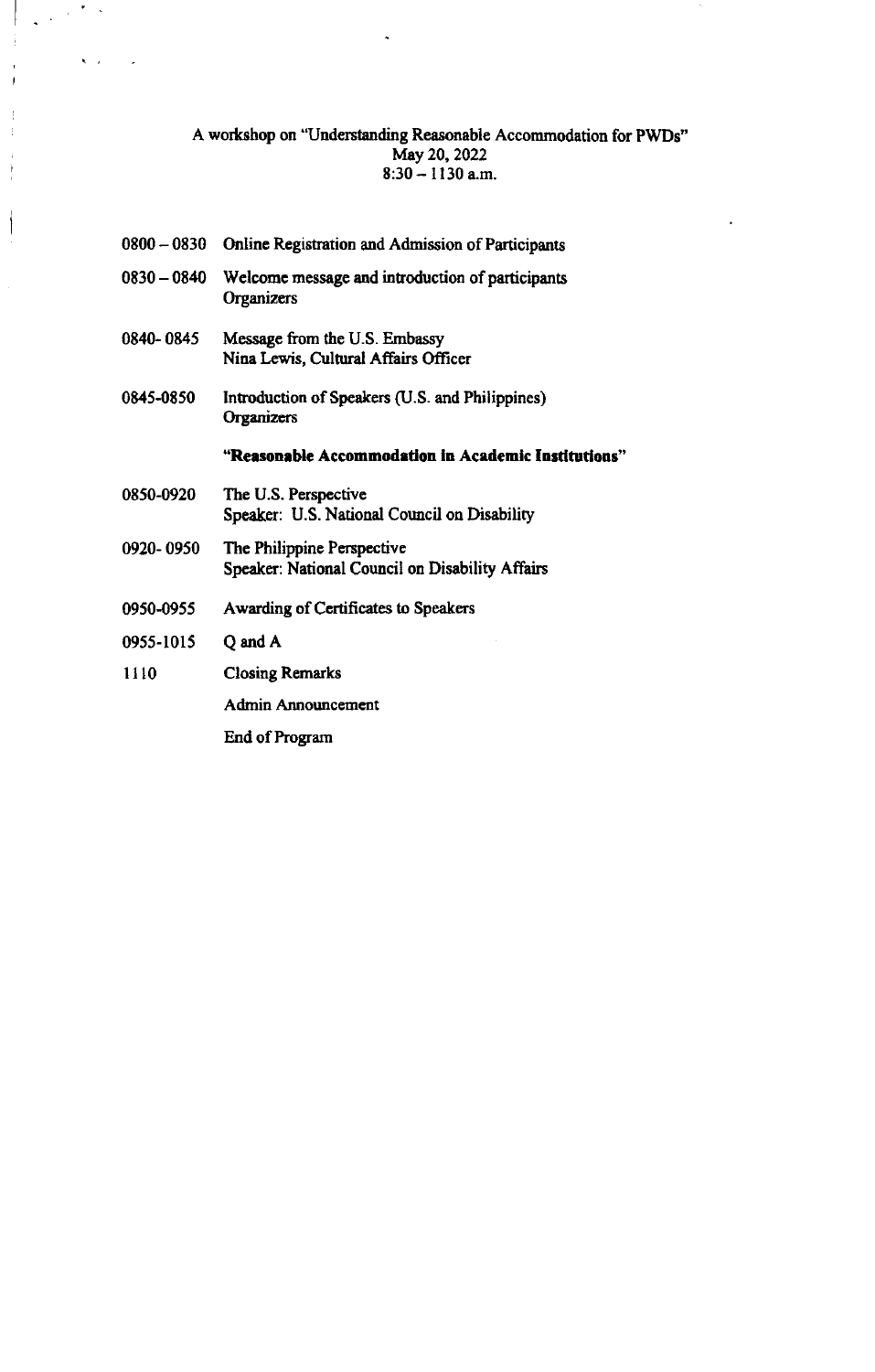A workshop on "Understanding Reasonable Accommodation for PWDs"
May 20, 2022
8:30 – 1130 a.m.

| | |
|---|---|
| 0800 – 0830 | Online Registration and Admission of Participants |
| 0830 – 0840 | Welcome message and introduction of participants<br>Organizers |
| 0840- 0845 | Message from the U.S. Embassy<br>Nina Lewis, Cultural Affairs Officer |
| 0845-0850 | Introduction of Speakers (U.S. and Philippines)<br>Organizers |
| | **"Reasonable Accommodation in Academic Institutions"** |
| 0850-0920 | The U.S. Perspective<br>Speaker: U.S. National Council on Disability |
| 0920- 0950 | The Philippine Perspective<br>Speaker: National Council on Disability Affairs |
| 0950-0955 | Awarding of Certificates to Speakers |
| 0955-1015 | Q and A |
| 1110 | Closing Remarks |
| | Admin Announcement |
| | End of Program |